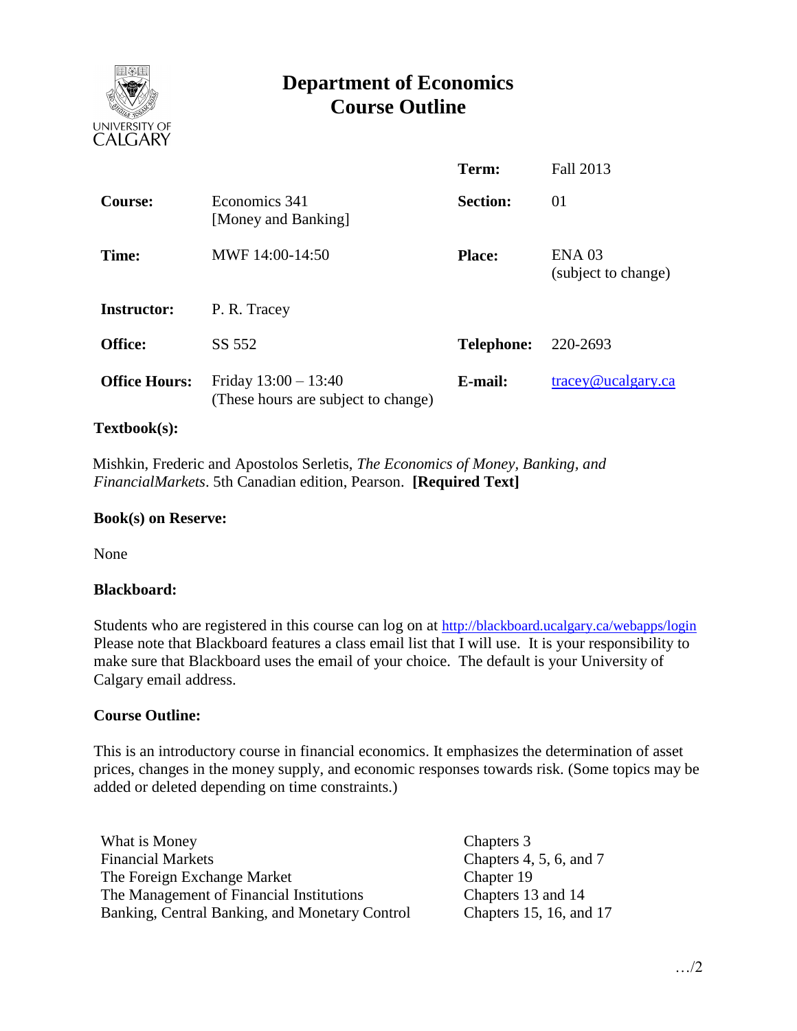# Department of Economics
# Course Outline

UNIVERSITY OF CALGARY

| | | | |
|---|---|---|---|
| | | **Term:** | Fall 2013 |
| **Course:** | Economics 341 [Money and Banking] | **Section:** | 01 |
| **Time:** | MWF 14:00-14:50 | **Place:** | ENA 03 (subject to change) |
| **Instructor:** | P. R. Tracey | | |
| **Office:** | SS 552 | **Telephone:** | 220-2693 |
| **Office Hours:** | Friday 13:00 – 13:40 (These hours are subject to change) | **E-mail:** | tracey@ucalgary.ca |

**Textbook(s):**

Mishkin, Frederic and Apostolos Serletis, *The Economics of Money, Banking, and FinancialMarkets*. 5th Canadian edition, Pearson. **[Required Text]**

**Book(s) on Reserve:**

None

**Blackboard:**

Students who are registered in this course can log on at http://blackboard.ucalgary.ca/webapps/login Please note that Blackboard features a class email list that I will use. It is your responsibility to make sure that Blackboard uses the email of your choice. The default is your University of Calgary email address.

**Course Outline:**

This is an introductory course in financial economics. It emphasizes the determination of asset prices, changes in the money supply, and economic responses towards risk. (Some topics may be added or deleted depending on time constraints.)

| | |
|---|---|
| What is Money | Chapters 3 |
| Financial Markets | Chapters 4, 5, 6, and 7 |
| The Foreign Exchange Market | Chapter 19 |
| The Management of Financial Institutions | Chapters 13 and 14 |
| Banking, Central Banking, and Monetary Control | Chapters 15, 16, and 17 |

…/2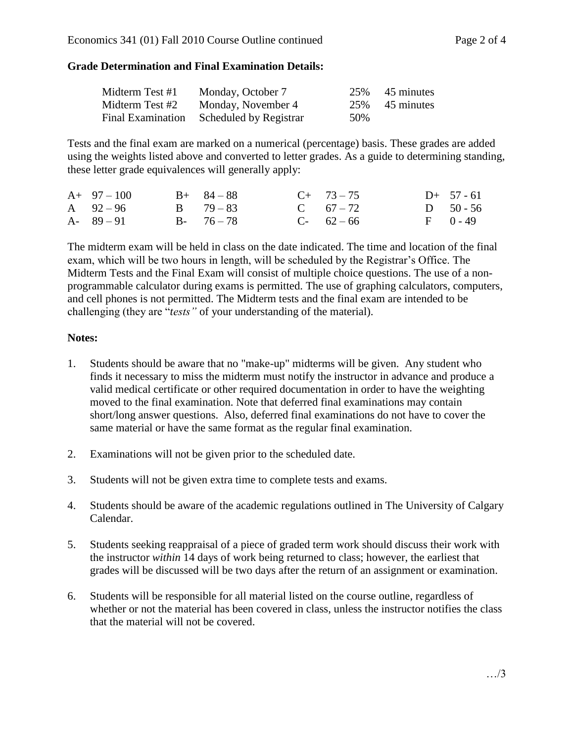**Grade Determination and Final Examination Details:**

| | | | |
|---|---|---|---|
| Midterm Test #1 | Monday, October 7 | 25% | 45 minutes |
| Midterm Test #2 | Monday, November 4 | 25% | 45 minutes |
| Final Examination | Scheduled by Registrar | 50% | |

Tests and the final exam are marked on a numerical (percentage) basis. These grades are added using the weights listed above and converted to letter grades. As a guide to determining standing, these letter grade equivalences will generally apply:

| | | | | | | | |
|---|---|---|---|---|---|---|---|
| A+ | 97 – 100 | B+ | 84 – 88 | C+ | 73 – 75 | D+ | 57 - 61 |
| A | 92 – 96 | B | 79 – 83 | C | 67 – 72 | D | 50 - 56 |
| A- | 89 – 91 | B- | 76 – 78 | C- | 62 – 66 | F | 0 - 49 |

The midterm exam will be held in class on the date indicated. The time and location of the final exam, which will be two hours in length, will be scheduled by the Registrar's Office. The Midterm Tests and the Final Exam will consist of multiple choice questions. The use of a non-programmable calculator during exams is permitted. The use of graphing calculators, computers, and cell phones is not permitted. The Midterm tests and the final exam are intended to be challenging (they are "*tests"* of your understanding of the material).

**Notes:**

1. Students should be aware that no "make-up" midterms will be given. Any student who finds it necessary to miss the midterm must notify the instructor in advance and produce a valid medical certificate or other required documentation in order to have the weighting moved to the final examination. Note that deferred final examinations may contain short/long answer questions. Also, deferred final examinations do not have to cover the same material or have the same format as the regular final examination.

2. Examinations will not be given prior to the scheduled date.

3. Students will not be given extra time to complete tests and exams.

4. Students should be aware of the academic regulations outlined in The University of Calgary Calendar.

5. Students seeking reappraisal of a piece of graded term work should discuss their work with the instructor *within* 14 days of work being returned to class; however, the earliest that grades will be discussed will be two days after the return of an assignment or examination.

6. Students will be responsible for all material listed on the course outline, regardless of whether or not the material has been covered in class, unless the instructor notifies the class that the material will not be covered.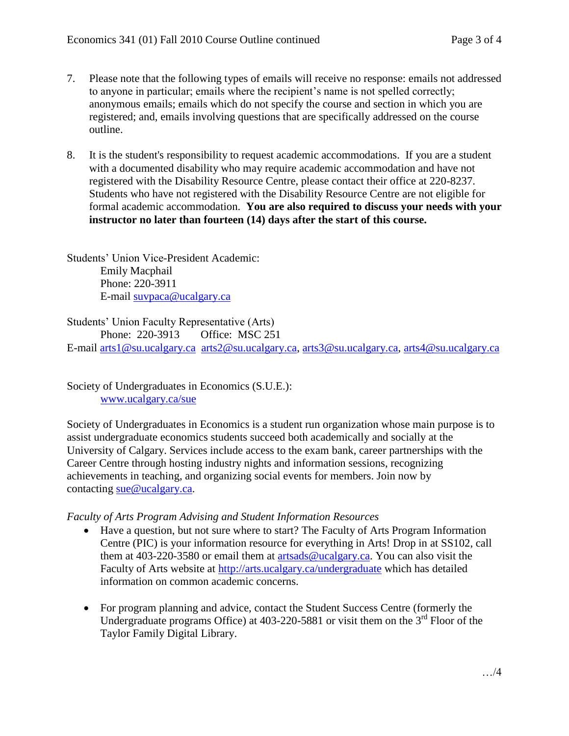7. Please note that the following types of emails will receive no response: emails not addressed to anyone in particular; emails where the recipient's name is not spelled correctly; anonymous emails; emails which do not specify the course and section in which you are registered; and, emails involving questions that are specifically addressed on the course outline.

8. It is the student's responsibility to request academic accommodations. If you are a student with a documented disability who may require academic accommodation and have not registered with the Disability Resource Centre, please contact their office at 220-8237. Students who have not registered with the Disability Resource Centre are not eligible for formal academic accommodation. **You are also required to discuss your needs with your instructor no later than fourteen (14) days after the start of this course.**

Students' Union Vice-President Academic:
Emily Macphail
Phone: 220-3911
E-mail suvpaca@ucalgary.ca

Students' Union Faculty Representative (Arts)
Phone: 220-3913 Office: MSC 251
E-mail arts1@su.ucalgary.ca arts2@su.ucalgary.ca, arts3@su.ucalgary.ca, arts4@su.ucalgary.ca

Society of Undergraduates in Economics (S.U.E.):
www.ucalgary.ca/sue

Society of Undergraduates in Economics is a student run organization whose main purpose is to assist undergraduate economics students succeed both academically and socially at the University of Calgary. Services include access to the exam bank, career partnerships with the Career Centre through hosting industry nights and information sessions, recognizing achievements in teaching, and organizing social events for members. Join now by contacting sue@ucalgary.ca.

*Faculty of Arts Program Advising and Student Information Resources*

- Have a question, but not sure where to start? The Faculty of Arts Program Information Centre (PIC) is your information resource for everything in Arts! Drop in at SS102, call them at 403-220-3580 or email them at artsads@ucalgary.ca. You can also visit the Faculty of Arts website at http://arts.ucalgary.ca/undergraduate which has detailed information on common academic concerns.

- For program planning and advice, contact the Student Success Centre (formerly the Undergraduate programs Office) at 403-220-5881 or visit them on the 3rd Floor of the Taylor Family Digital Library.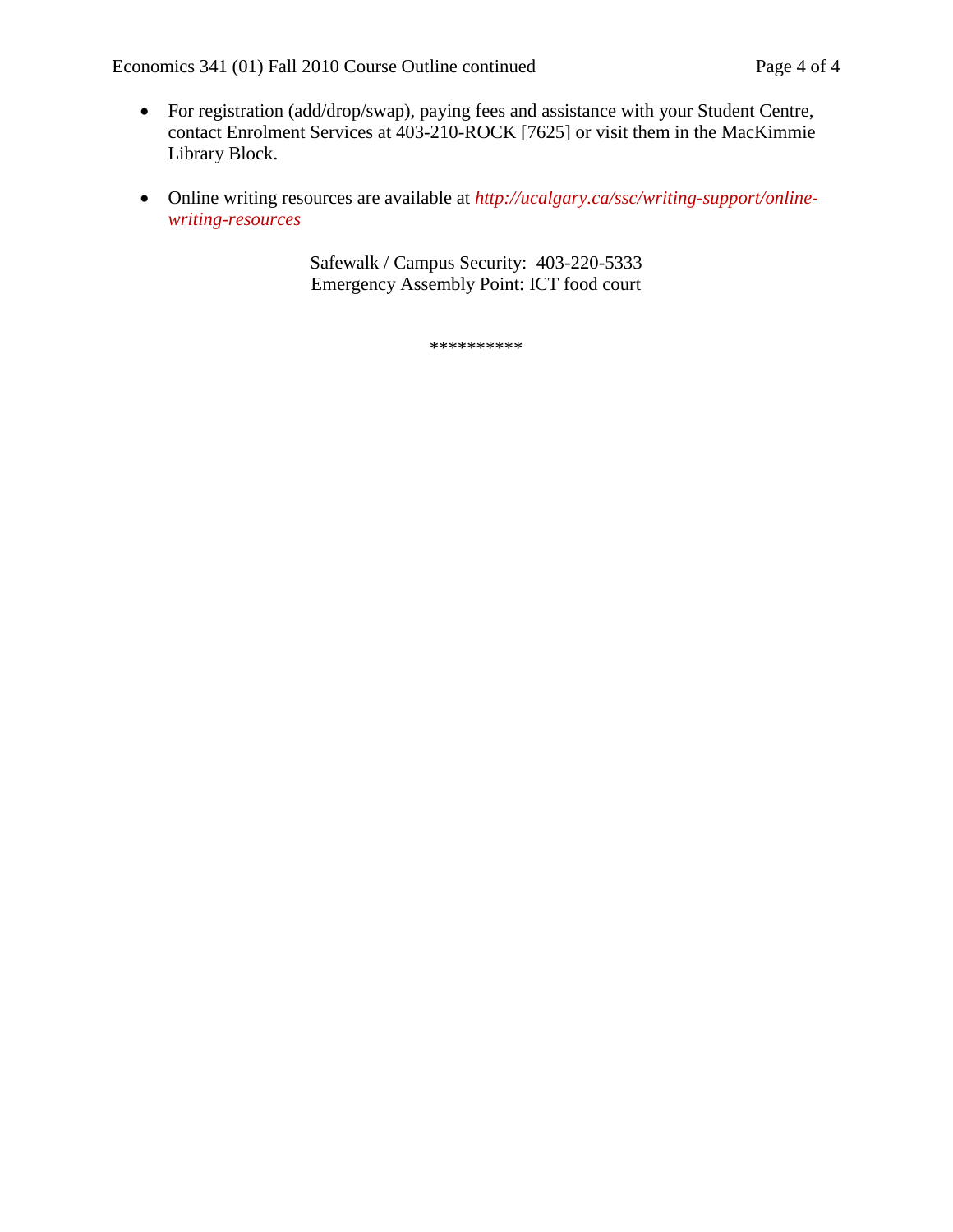- For registration (add/drop/swap), paying fees and assistance with your Student Centre, contact Enrolment Services at 403-210-ROCK [7625] or visit them in the MacKimmie Library Block.

- Online writing resources are available at *http://ucalgary.ca/ssc/writing-support/online-writing-resources*

Safewalk / Campus Security: 403-220-5333
Emergency Assembly Point: ICT food court

**********